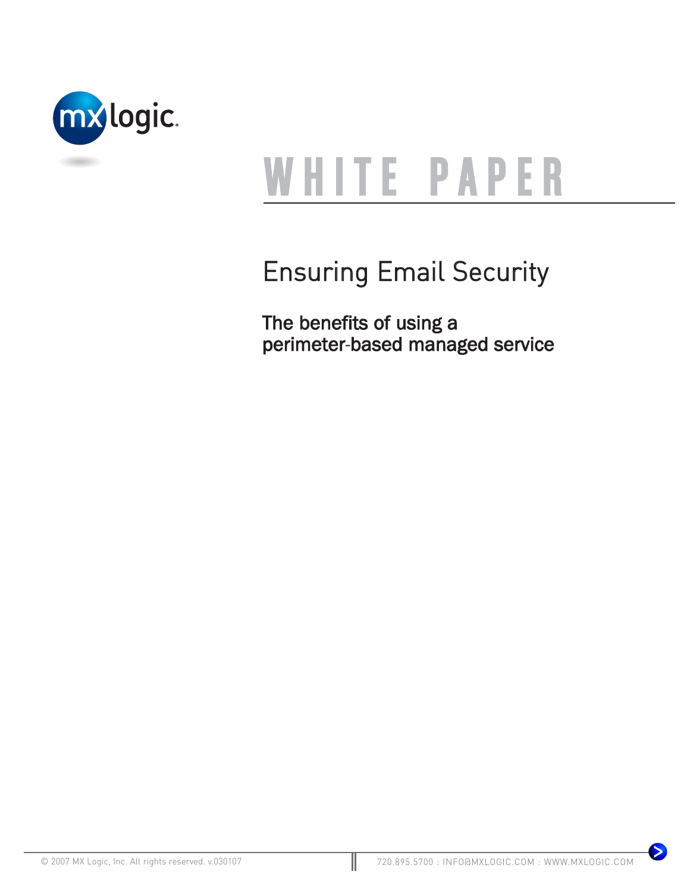WHITE PAPER

# Ensuring Email Security

## The benefits of using a perimeter-based managed service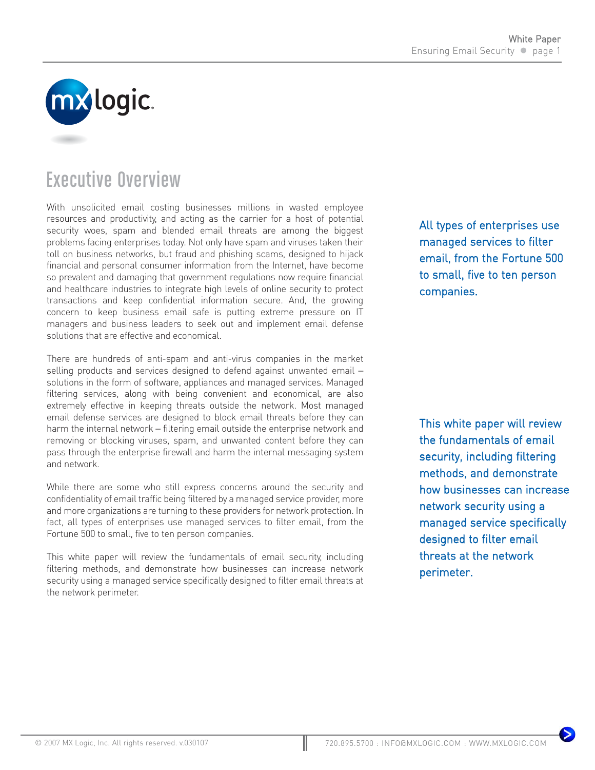# Executive Overview

With unsolicited email costing businesses millions in wasted employee resources and productivity, and acting as the carrier for a host of potential security woes, spam and blended email threats are among the biggest problems facing enterprises today. Not only have spam and viruses taken their toll on business networks, but fraud and phishing scams, designed to hijack financial and personal consumer information from the Internet, have become so prevalent and damaging that government regulations now require financial and healthcare industries to integrate high levels of online security to protect transactions and keep confidential information secure. And, the growing concern to keep business email safe is putting extreme pressure on IT managers and business leaders to seek out and implement email defense solutions that are effective and economical.

There are hundreds of anti-spam and anti-virus companies in the market selling products and services designed to defend against unwanted email – solutions in the form of software, appliances and managed services. Managed filtering services, along with being convenient and economical, are also extremely effective in keeping threats outside the network. Most managed email defense services are designed to block email threats before they can harm the internal network – filtering email outside the enterprise network and removing or blocking viruses, spam, and unwanted content before they can pass through the enterprise firewall and harm the internal messaging system and network.

While there are some who still express concerns around the security and confidentiality of email traffic being filtered by a managed service provider, more and more organizations are turning to these providers for network protection. In fact, all types of enterprises use managed services to filter email, from the Fortune 500 to small, five to ten person companies.

This white paper will review the fundamentals of email security, including filtering methods, and demonstrate how businesses can increase network security using a managed service specifically designed to filter email threats at the network perimeter.

> All types of enterprises use managed services to filter email, from the Fortune 500 to small, five to ten person companies.

> This white paper will review the fundamentals of email security, including filtering methods, and demonstrate how businesses can increase network security using a managed service specifically designed to filter email threats at the network perimeter.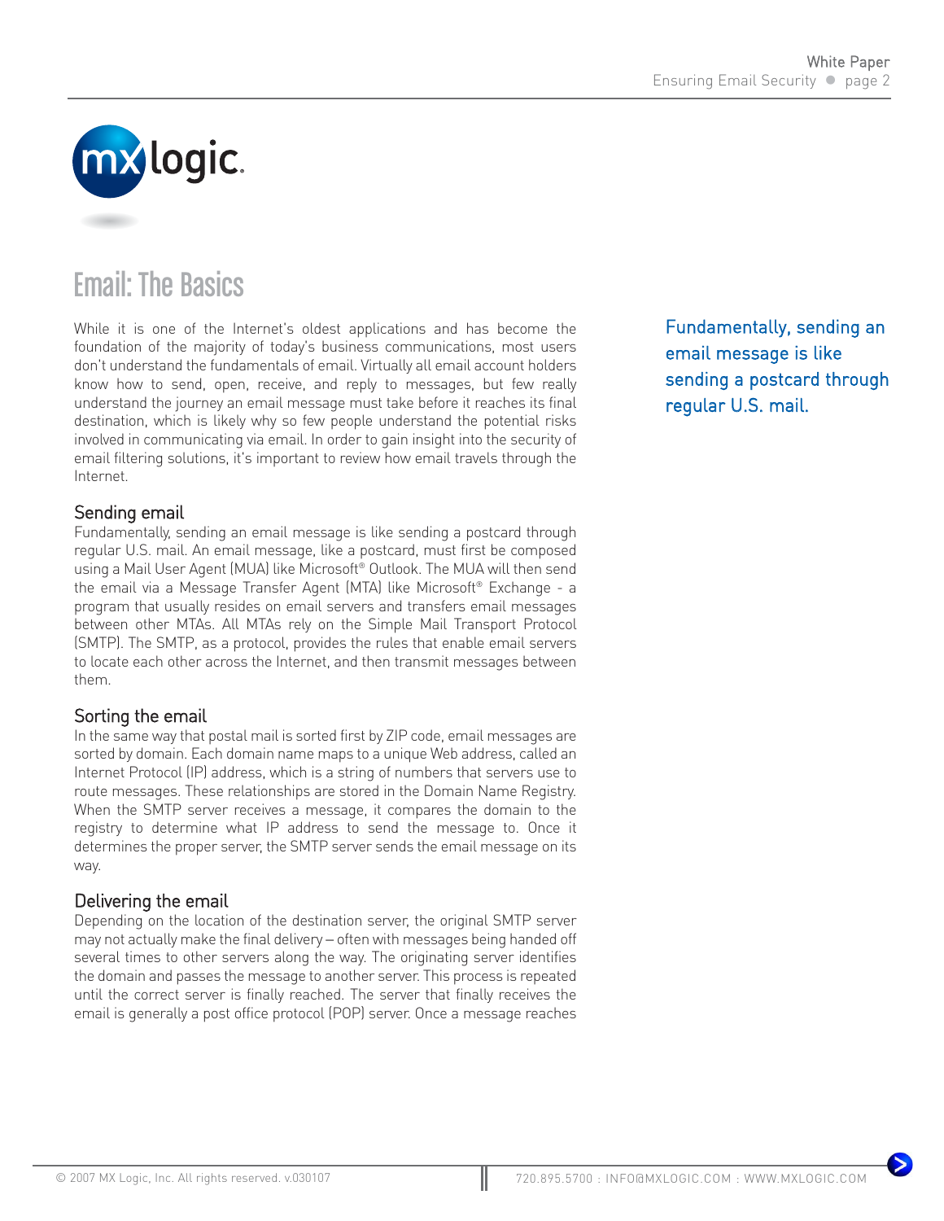# Email: The Basics

While it is one of the Internet's oldest applications and has become the foundation of the majority of today's business communications, most users don't understand the fundamentals of email. Virtually all email account holders know how to send, open, receive, and reply to messages, but few really understand the journey an email message must take before it reaches its final destination, which is likely why so few people understand the potential risks involved in communicating via email. In order to gain insight into the security of email filtering solutions, it's important to review how email travels through the Internet.

Fundamentally, sending an email message is like sending a postcard through regular U.S. mail.

## Sending email

Fundamentally, sending an email message is like sending a postcard through regular U.S. mail. An email message, like a postcard, must first be composed using a Mail User Agent (MUA) like Microsoft® Outlook. The MUA will then send the email via a Message Transfer Agent (MTA) like Microsoft® Exchange - a program that usually resides on email servers and transfers email messages between other MTAs. All MTAs rely on the Simple Mail Transport Protocol (SMTP). The SMTP, as a protocol, provides the rules that enable email servers to locate each other across the Internet, and then transmit messages between them.

## Sorting the email

In the same way that postal mail is sorted first by ZIP code, email messages are sorted by domain. Each domain name maps to a unique Web address, called an Internet Protocol (IP) address, which is a string of numbers that servers use to route messages. These relationships are stored in the Domain Name Registry. When the SMTP server receives a message, it compares the domain to the registry to determine what IP address to send the message to. Once it determines the proper server, the SMTP server sends the email message on its way.

## Delivering the email

Depending on the location of the destination server, the original SMTP server may not actually make the final delivery – often with messages being handed off several times to other servers along the way. The originating server identifies the domain and passes the message to another server. This process is repeated until the correct server is finally reached. The server that finally receives the email is generally a post office protocol (POP) server. Once a message reaches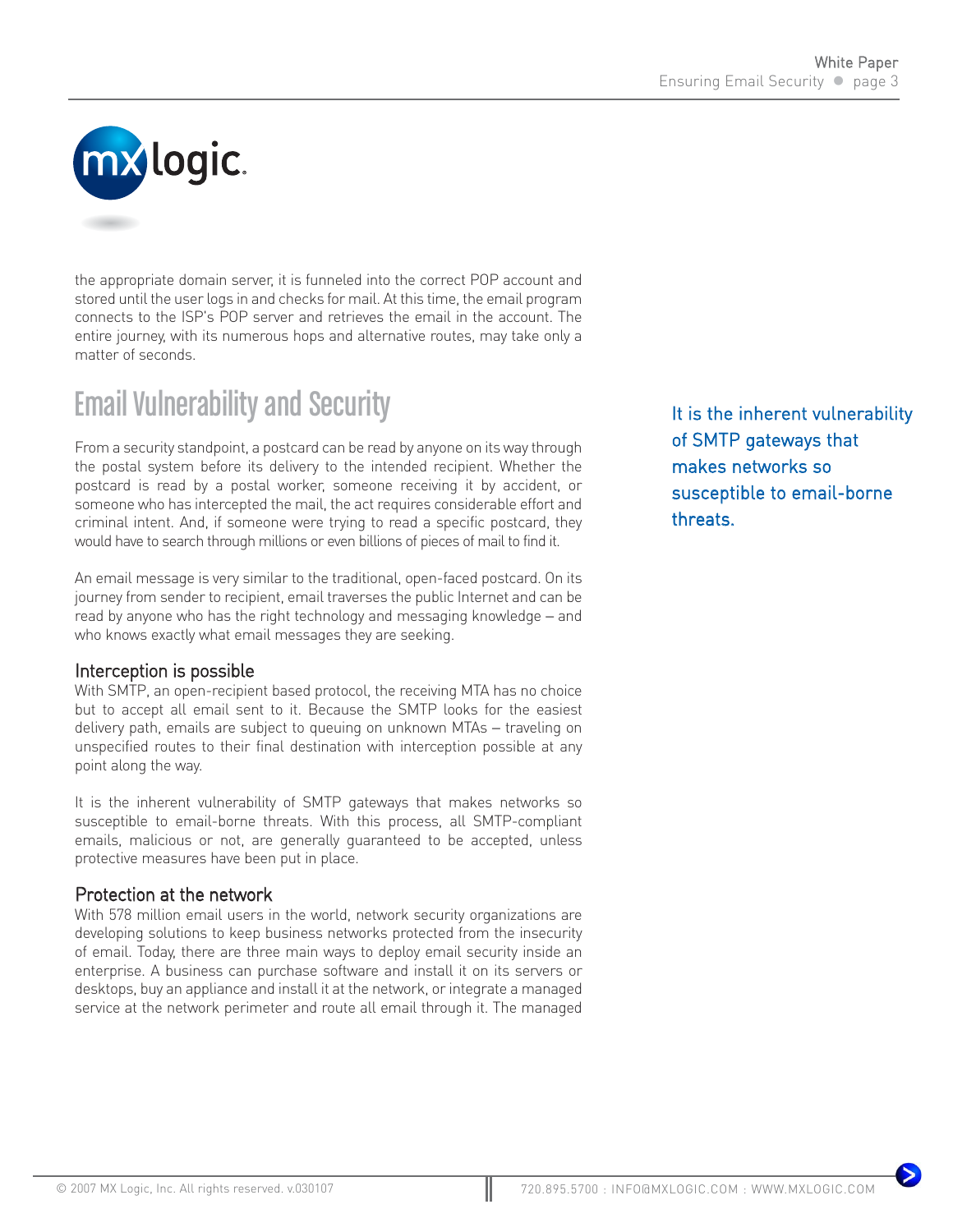the appropriate domain server, it is funneled into the correct POP account and stored until the user logs in and checks for mail. At this time, the email program connects to the ISP's POP server and retrieves the email in the account. The entire journey, with its numerous hops and alternative routes, may take only a matter of seconds.

## Email Vulnerability and Security

From a security standpoint, a postcard can be read by anyone on its way through the postal system before its delivery to the intended recipient. Whether the postcard is read by a postal worker, someone receiving it by accident, or someone who has intercepted the mail, the act requires considerable effort and criminal intent. And, if someone were trying to read a specific postcard, they would have to search through millions or even billions of pieces of mail to find it.

An email message is very similar to the traditional, open-faced postcard. On its journey from sender to recipient, email traverses the public Internet and can be read by anyone who has the right technology and messaging knowledge – and who knows exactly what email messages they are seeking.

### Interception is possible

With SMTP, an open-recipient based protocol, the receiving MTA has no choice but to accept all email sent to it. Because the SMTP looks for the easiest delivery path, emails are subject to queuing on unknown MTAs – traveling on unspecified routes to their final destination with interception possible at any point along the way.

It is the inherent vulnerability of SMTP gateways that makes networks so susceptible to email-borne threats. With this process, all SMTP-compliant emails, malicious or not, are generally guaranteed to be accepted, unless protective measures have been put in place.

> It is the inherent vulnerability of SMTP gateways that makes networks so susceptible to email-borne threats.

### Protection at the network

With 578 million email users in the world, network security organizations are developing solutions to keep business networks protected from the insecurity of email. Today, there are three main ways to deploy email security inside an enterprise. A business can purchase software and install it on its servers or desktops, buy an appliance and install it at the network, or integrate a managed service at the network perimeter and route all email through it. The managed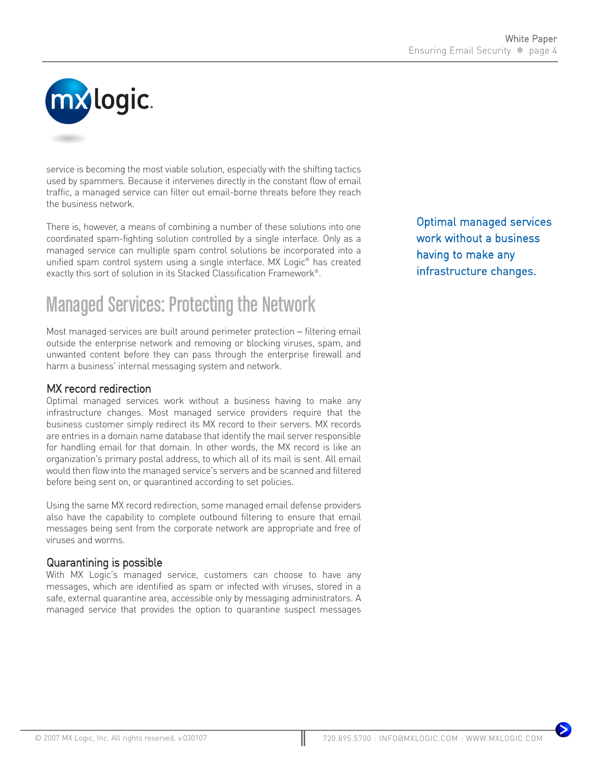service is becoming the most viable solution, especially with the shifting tactics used by spammers. Because it intervenes directly in the constant flow of email traffic, a managed service can filter out email-borne threats before they reach the business network.

There is, however, a means of combining a number of these solutions into one coordinated spam-fighting solution controlled by a single interface. Only as a managed service can multiple spam control solutions be incorporated into a unified spam control system using a single interface. MX Logic® has created exactly this sort of solution in its Stacked Classification Framework®.

> Optimal managed services work without a business having to make any infrastructure changes.

## Managed Services: Protecting the Network

Most managed services are built around perimeter protection – filtering email outside the enterprise network and removing or blocking viruses, spam, and unwanted content before they can pass through the enterprise firewall and harm a business' internal messaging system and network.

### MX record redirection

Optimal managed services work without a business having to make any infrastructure changes. Most managed service providers require that the business customer simply redirect its MX record to their servers. MX records are entries in a domain name database that identify the mail server responsible for handling email for that domain. In other words, the MX record is like an organization's primary postal address, to which all of its mail is sent. All email would then flow into the managed service's servers and be scanned and filtered before being sent on, or quarantined according to set policies.

Using the same MX record redirection, some managed email defense providers also have the capability to complete outbound filtering to ensure that email messages being sent from the corporate network are appropriate and free of viruses and worms.

### Quarantining is possible

With MX Logic's managed service, customers can choose to have any messages, which are identified as spam or infected with viruses, stored in a safe, external quarantine area, accessible only by messaging administrators. A managed service that provides the option to quarantine suspect messages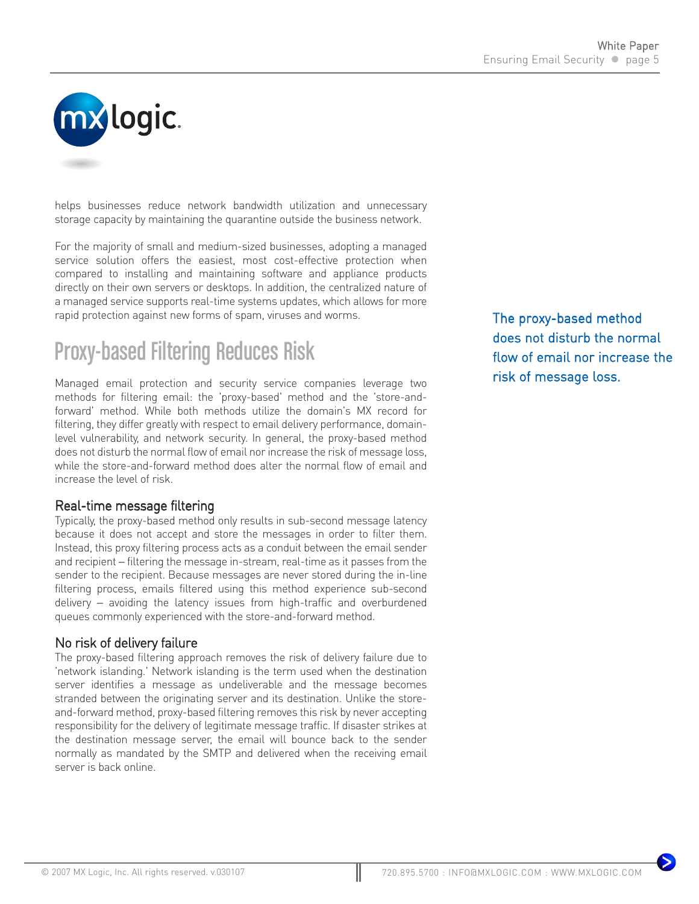helps businesses reduce network bandwidth utilization and unnecessary storage capacity by maintaining the quarantine outside the business network.

For the majority of small and medium-sized businesses, adopting a managed service solution offers the easiest, most cost-effective protection when compared to installing and maintaining software and appliance products directly on their own servers or desktops. In addition, the centralized nature of a managed service supports real-time systems updates, which allows for more rapid protection against new forms of spam, viruses and worms.

## Proxy-based Filtering Reduces Risk

Managed email protection and security service companies leverage two methods for filtering email: the 'proxy-based' method and the 'store-and-forward' method. While both methods utilize the domain's MX record for filtering, they differ greatly with respect to email delivery performance, domain-level vulnerability, and network security. In general, the proxy-based method does not disturb the normal flow of email nor increase the risk of message loss, while the store-and-forward method does alter the normal flow of email and increase the level of risk.

> The proxy-based method does not disturb the normal flow of email nor increase the risk of message loss.

### Real-time message filtering

Typically, the proxy-based method only results in sub-second message latency because it does not accept and store the messages in order to filter them. Instead, this proxy filtering process acts as a conduit between the email sender and recipient – filtering the message in-stream, real-time as it passes from the sender to the recipient. Because messages are never stored during the in-line filtering process, emails filtered using this method experience sub-second delivery – avoiding the latency issues from high-traffic and overburdened queues commonly experienced with the store-and-forward method.

### No risk of delivery failure

The proxy-based filtering approach removes the risk of delivery failure due to 'network islanding.' Network islanding is the term used when the destination server identifies a message as undeliverable and the message becomes stranded between the originating server and its destination. Unlike the store-and-forward method, proxy-based filtering removes this risk by never accepting responsibility for the delivery of legitimate message traffic. If disaster strikes at the destination message server, the email will bounce back to the sender normally as mandated by the SMTP and delivered when the receiving email server is back online.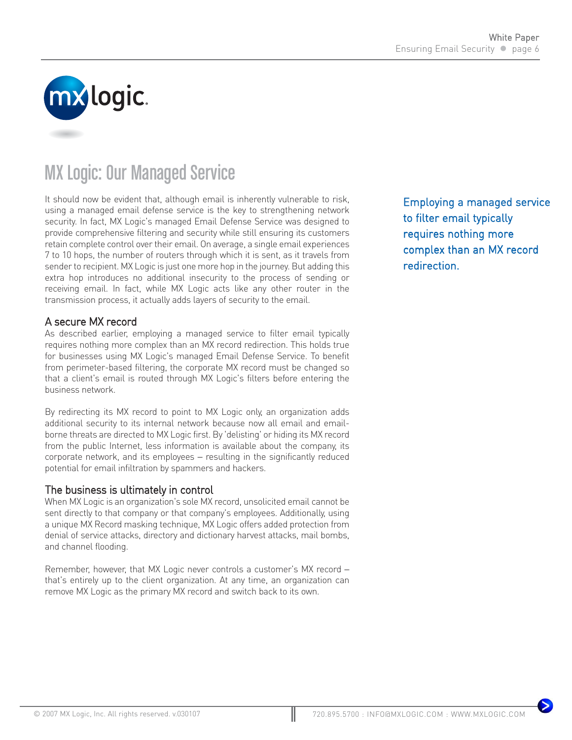# MX Logic: Our Managed Service

It should now be evident that, although email is inherently vulnerable to risk, using a managed email defense service is the key to strengthening network security. In fact, MX Logic's managed Email Defense Service was designed to provide comprehensive filtering and security while still ensuring its customers retain complete control over their email. On average, a single email experiences 7 to 10 hops, the number of routers through which it is sent, as it travels from sender to recipient. MX Logic is just one more hop in the journey. But adding this extra hop introduces no additional insecurity to the process of sending or receiving email. In fact, while MX Logic acts like any other router in the transmission process, it actually adds layers of security to the email.

Employing a managed service to filter email typically requires nothing more complex than an MX record redirection.

## A secure MX record

As described earlier, employing a managed service to filter email typically requires nothing more complex than an MX record redirection. This holds true for businesses using MX Logic's managed Email Defense Service. To benefit from perimeter-based filtering, the corporate MX record must be changed so that a client's email is routed through MX Logic's filters before entering the business network.

By redirecting its MX record to point to MX Logic only, an organization adds additional security to its internal network because now all email and email-borne threats are directed to MX Logic first. By 'delisting' or hiding its MX record from the public Internet, less information is available about the company, its corporate network, and its employees – resulting in the significantly reduced potential for email infiltration by spammers and hackers.

## The business is ultimately in control

When MX Logic is an organization's sole MX record, unsolicited email cannot be sent directly to that company or that company's employees. Additionally, using a unique MX Record masking technique, MX Logic offers added protection from denial of service attacks, directory and dictionary harvest attacks, mail bombs, and channel flooding.

Remember, however, that MX Logic never controls a customer's MX record – that's entirely up to the client organization. At any time, an organization can remove MX Logic as the primary MX record and switch back to its own.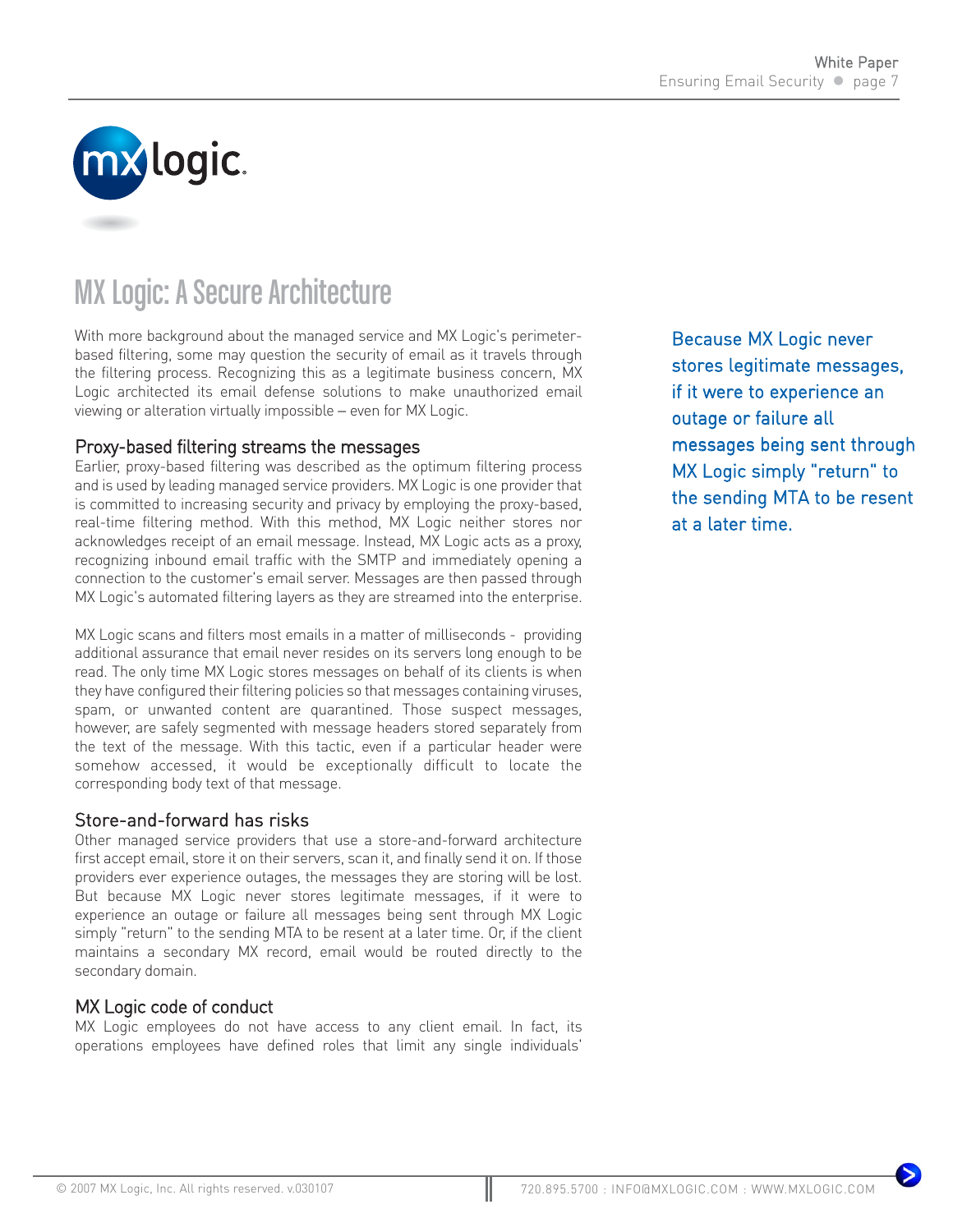# MX Logic: A Secure Architecture

With more background about the managed service and MX Logic's perimeter-based filtering, some may question the security of email as it travels through the filtering process. Recognizing this as a legitimate business concern, MX Logic architected its email defense solutions to make unauthorized email viewing or alteration virtually impossible – even for MX Logic.

## Proxy-based filtering streams the messages

Earlier, proxy-based filtering was described as the optimum filtering process and is used by leading managed service providers. MX Logic is one provider that is committed to increasing security and privacy by employing the proxy-based, real-time filtering method. With this method, MX Logic neither stores nor acknowledges receipt of an email message. Instead, MX Logic acts as a proxy, recognizing inbound email traffic with the SMTP and immediately opening a connection to the customer's email server. Messages are then passed through MX Logic's automated filtering layers as they are streamed into the enterprise.

MX Logic scans and filters most emails in a matter of milliseconds - providing additional assurance that email never resides on its servers long enough to be read. The only time MX Logic stores messages on behalf of its clients is when they have configured their filtering policies so that messages containing viruses, spam, or unwanted content are quarantined. Those suspect messages, however, are safely segmented with message headers stored separately from the text of the message. With this tactic, even if a particular header were somehow accessed, it would be exceptionally difficult to locate the corresponding body text of that message.

## Store-and-forward has risks

Other managed service providers that use a store-and-forward architecture first accept email, store it on their servers, scan it, and finally send it on. If those providers ever experience outages, the messages they are storing will be lost. But because MX Logic never stores legitimate messages, if it were to experience an outage or failure all messages being sent through MX Logic simply "return" to the sending MTA to be resent at a later time. Or, if the client maintains a secondary MX record, email would be routed directly to the secondary domain.

## MX Logic code of conduct

MX Logic employees do not have access to any client email. In fact, its operations employees have defined roles that limit any single individuals'

Because MX Logic never stores legitimate messages, if it were to experience an outage or failure all messages being sent through MX Logic simply "return" to the sending MTA to be resent at a later time.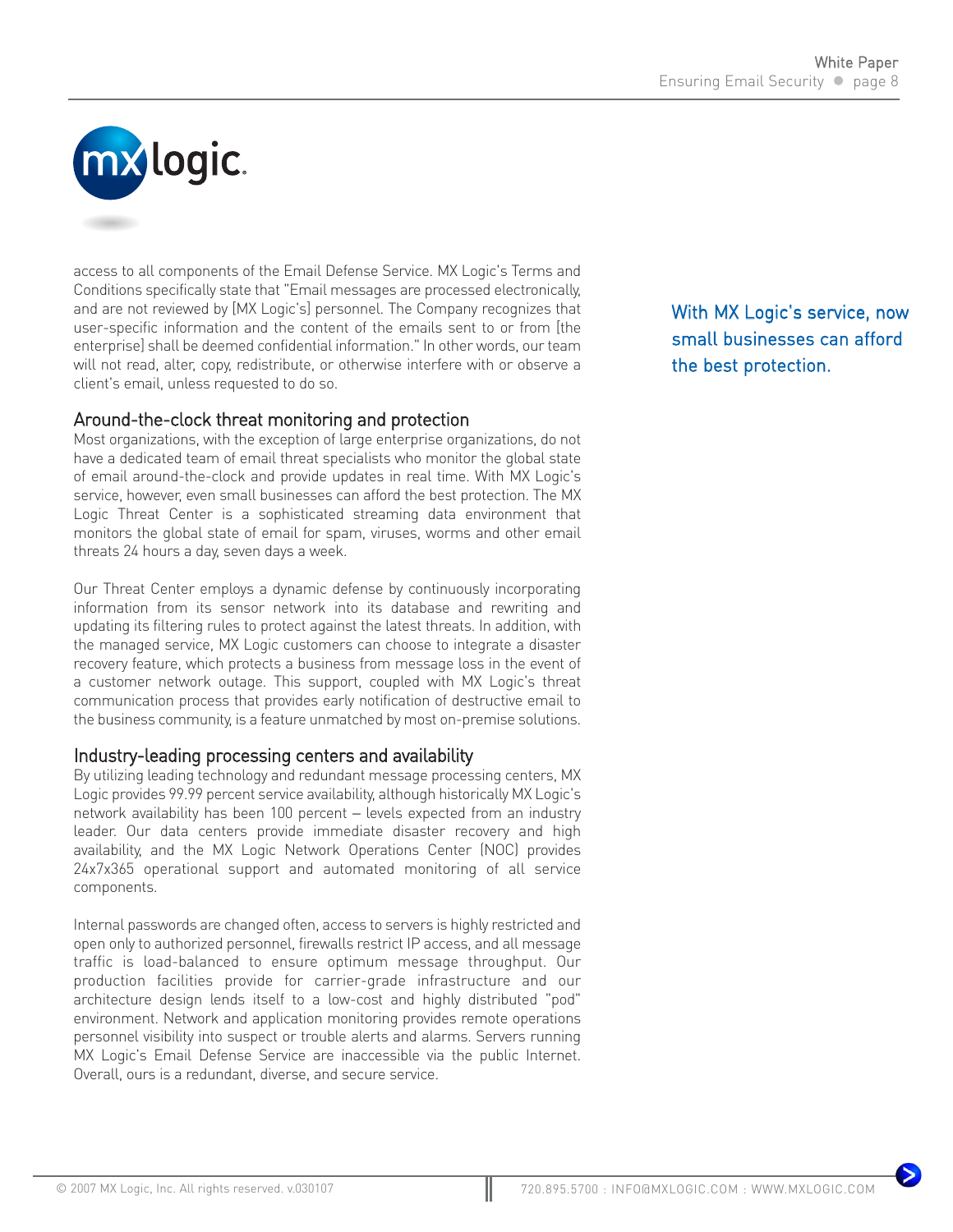access to all components of the Email Defense Service. MX Logic's Terms and Conditions specifically state that "Email messages are processed electronically, and are not reviewed by [MX Logic's] personnel. The Company recognizes that user-specific information and the content of the emails sent to or from [the enterprise] shall be deemed confidential information." In other words, our team will not read, alter, copy, redistribute, or otherwise interfere with or observe a client's email, unless requested to do so.

> With MX Logic's service, now small businesses can afford the best protection.

## Around-the-clock threat monitoring and protection

Most organizations, with the exception of large enterprise organizations, do not have a dedicated team of email threat specialists who monitor the global state of email around-the-clock and provide updates in real time. With MX Logic's service, however, even small businesses can afford the best protection. The MX Logic Threat Center is a sophisticated streaming data environment that monitors the global state of email for spam, viruses, worms and other email threats 24 hours a day, seven days a week.

Our Threat Center employs a dynamic defense by continuously incorporating information from its sensor network into its database and rewriting and updating its filtering rules to protect against the latest threats. In addition, with the managed service, MX Logic customers can choose to integrate a disaster recovery feature, which protects a business from message loss in the event of a customer network outage. This support, coupled with MX Logic's threat communication process that provides early notification of destructive email to the business community, is a feature unmatched by most on-premise solutions.

## Industry-leading processing centers and availability

By utilizing leading technology and redundant message processing centers, MX Logic provides 99.99 percent service availability, although historically MX Logic's network availability has been 100 percent – levels expected from an industry leader. Our data centers provide immediate disaster recovery and high availability, and the MX Logic Network Operations Center (NOC) provides 24x7x365 operational support and automated monitoring of all service components.

Internal passwords are changed often, access to servers is highly restricted and open only to authorized personnel, firewalls restrict IP access, and all message traffic is load-balanced to ensure optimum message throughput. Our production facilities provide for carrier-grade infrastructure and our architecture design lends itself to a low-cost and highly distributed "pod" environment. Network and application monitoring provides remote operations personnel visibility into suspect or trouble alerts and alarms. Servers running MX Logic's Email Defense Service are inaccessible via the public Internet. Overall, ours is a redundant, diverse, and secure service.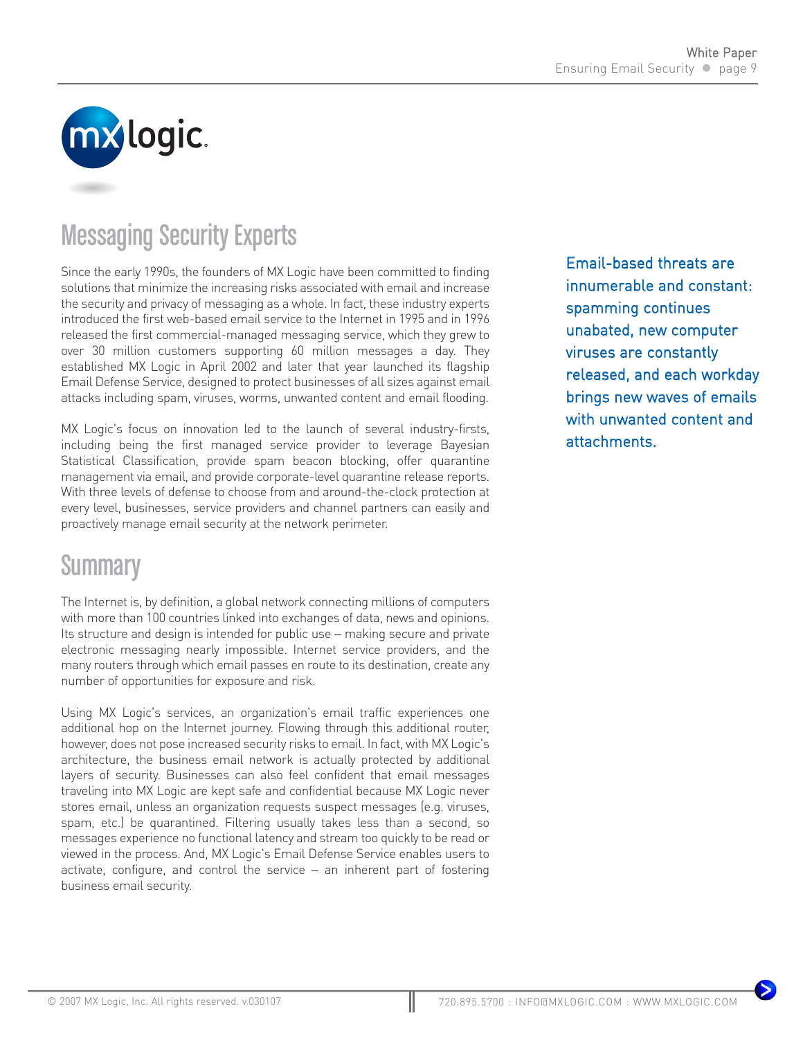## Messaging Security Experts

Since the early 1990s, the founders of MX Logic have been committed to finding solutions that minimize the increasing risks associated with email and increase the security and privacy of messaging as a whole. In fact, these industry experts introduced the first web-based email service to the Internet in 1995 and in 1996 released the first commercial-managed messaging service, which they grew to over 30 million customers supporting 60 million messages a day. They established MX Logic in April 2002 and later that year launched its flagship Email Defense Service, designed to protect businesses of all sizes against email attacks including spam, viruses, worms, unwanted content and email flooding.

MX Logic's focus on innovation led to the launch of several industry-firsts, including being the first managed service provider to leverage Bayesian Statistical Classification, provide spam beacon blocking, offer quarantine management via email, and provide corporate-level quarantine release reports. With three levels of defense to choose from and around-the-clock protection at every level, businesses, service providers and channel partners can easily and proactively manage email security at the network perimeter.

Email-based threats are innumerable and constant: spamming continues unabated, new computer viruses are constantly released, and each workday brings new waves of emails with unwanted content and attachments.

## Summary

The Internet is, by definition, a global network connecting millions of computers with more than 100 countries linked into exchanges of data, news and opinions. Its structure and design is intended for public use – making secure and private electronic messaging nearly impossible. Internet service providers, and the many routers through which email passes en route to its destination, create any number of opportunities for exposure and risk.

Using MX Logic's services, an organization's email traffic experiences one additional hop on the Internet journey. Flowing through this additional router, however, does not pose increased security risks to email. In fact, with MX Logic's architecture, the business email network is actually protected by additional layers of security. Businesses can also feel confident that email messages traveling into MX Logic are kept safe and confidential because MX Logic never stores email, unless an organization requests suspect messages (e.g. viruses, spam, etc.) be quarantined. Filtering usually takes less than a second, so messages experience no functional latency and stream too quickly to be read or viewed in the process. And, MX Logic's Email Defense Service enables users to activate, configure, and control the service – an inherent part of fostering business email security.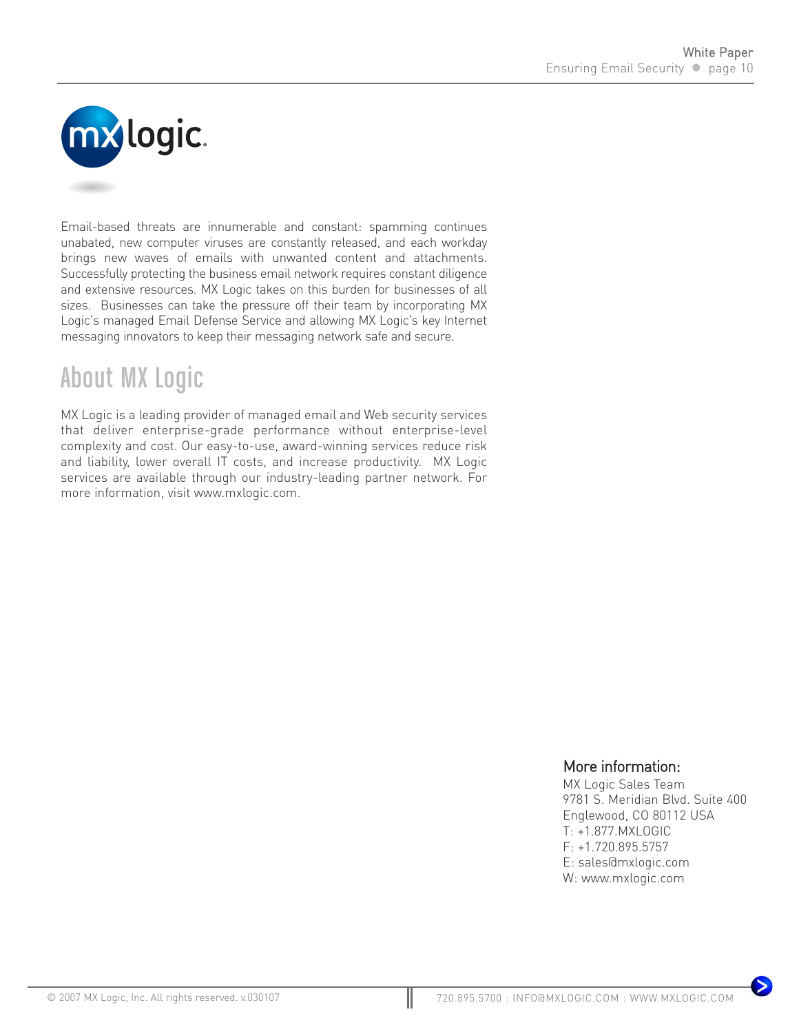Email-based threats are innumerable and constant: spamming continues unabated, new computer viruses are constantly released, and each workday brings new waves of emails with unwanted content and attachments. Successfully protecting the business email network requires constant diligence and extensive resources. MX Logic takes on this burden for businesses of all sizes. Businesses can take the pressure off their team by incorporating MX Logic's managed Email Defense Service and allowing MX Logic's key Internet messaging innovators to keep their messaging network safe and secure.

## About MX Logic

MX Logic is a leading provider of managed email and Web security services that deliver enterprise-grade performance without enterprise-level complexity and cost. Our easy-to-use, award-winning services reduce risk and liability, lower overall IT costs, and increase productivity. MX Logic services are available through our industry-leading partner network. For more information, visit www.mxlogic.com.

### More information:

MX Logic Sales Team
9781 S. Meridian Blvd. Suite 400
Englewood, CO 80112 USA
T: +1.877.MXLOGIC
F: +1.720.895.5757
E: sales@mxlogic.com
W: www.mxlogic.com

© 2007 MX Logic, Inc. All rights reserved. v.030107

720.895.5700 : INFO@MXLOGIC.COM : WWW.MXLOGIC.COM